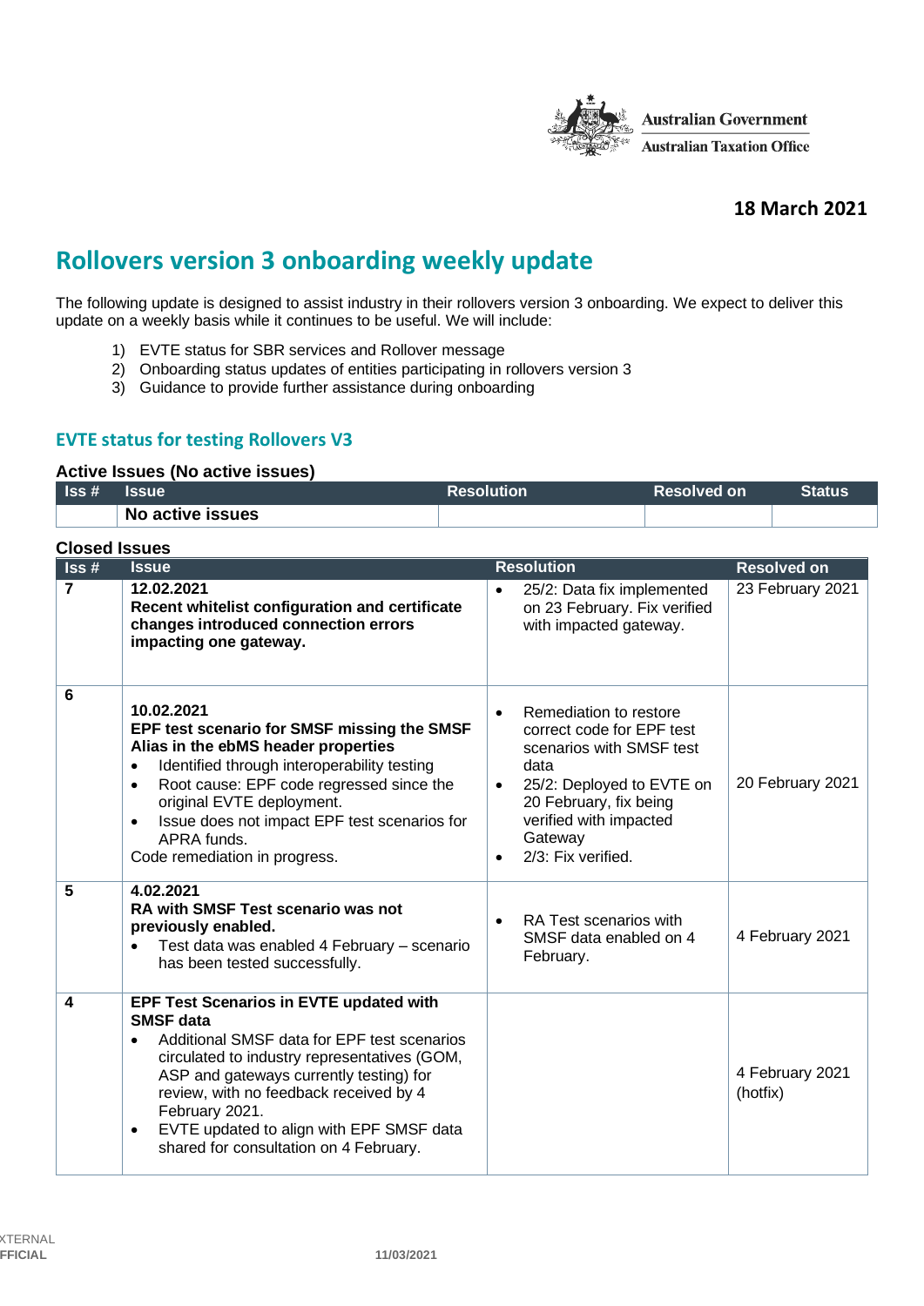Australian Government
Australian Taxation Office

**18 March 2021**

# Rollovers version 3 onboarding weekly update

The following update is designed to assist industry in their rollovers version 3 onboarding. We expect to deliver this update on a weekly basis while it continues to be useful. We will include:

1) EVTE status for SBR services and Rollover message
2) Onboarding status updates of entities participating in rollovers version 3
3) Guidance to provide further assistance during onboarding

## EVTE status for testing Rollovers V3

### Active Issues (No active issues)

| Iss # | Issue | Resolution | Resolved on | Status |
|---|---|---|---|---|
| | **No active issues** | | | |

### Closed Issues

| Iss # | Issue | Resolution | Resolved on |
|---|---|---|---|
| **7** | **12.02.2021**<br>**Recent whitelist configuration and certificate changes introduced connection errors impacting one gateway.** | • 25/2: Data fix implemented on 23 February. Fix verified with impacted gateway. | 23 February 2021 |
| **6** | **10.02.2021**<br>**EPF test scenario for SMSF missing the SMSF Alias in the ebMS header properties**<br>• Identified through interoperability testing<br>• Root cause: EPF code regressed since the original EVTE deployment.<br>• Issue does not impact EPF test scenarios for APRA funds.<br>Code remediation in progress. | • Remediation to restore correct code for EPF test scenarios with SMSF test data<br>• 25/2: Deployed to EVTE on 20 February, fix being verified with impacted Gateway<br>• 2/3: Fix verified. | 20 February 2021 |
| **5** | **4.02.2021**<br>**RA with SMSF Test scenario was not previously enabled.**<br>• Test data was enabled 4 February – scenario has been tested successfully. | • RA Test scenarios with SMSF data enabled on 4 February. | 4 February 2021 |
| **4** | **EPF Test Scenarios in EVTE updated with SMSF data**<br>• Additional SMSF data for EPF test scenarios circulated to industry representatives (GOM, ASP and gateways currently testing) for review, with no feedback received by 4 February 2021.<br>• EVTE updated to align with EPF SMSF data shared for consultation on 4 February. | | 4 February 2021 (hotfix) |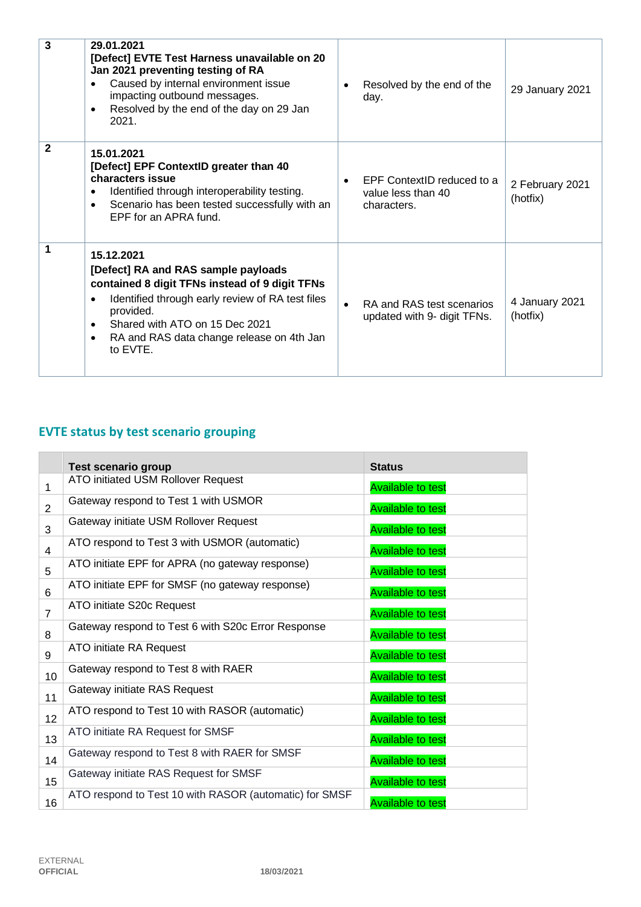| | | | |
|---|---|---|---|
| **3** | **29.01.2021**<br>**[Defect] EVTE Test Harness unavailable on 20 Jan 2021 preventing testing of RA**<br>• Caused by internal environment issue impacting outbound messages.<br>• Resolved by the end of the day on 29 Jan 2021. | • Resolved by the end of the day. | 29 January 2021 |
| **2** | **15.01.2021**<br>**[Defect] EPF ContextID greater than 40 characters issue**<br>• Identified through interoperability testing.<br>• Scenario has been tested successfully with an EPF for an APRA fund. | • EPF ContextID reduced to a value less than 40 characters. | 2 February 2021 (hotfix) |
| **1** | **15.12.2021**<br>**[Defect] RA and RAS sample payloads contained 8 digit TFNs instead of 9 digit TFNs**<br>• Identified through early review of RA test files provided.<br>• Shared with ATO on 15 Dec 2021<br>• RA and RAS data change release on 4th Jan to EVTE. | • RA and RAS test scenarios updated with 9- digit TFNs. | 4 January 2021 (hotfix) |

## EVTE status by test scenario grouping

| | Test scenario group | Status |
|---|---|---|
| 1 | ATO initiated USM Rollover Request | Available to test |
| 2 | Gateway respond to Test 1 with USMOR | Available to test |
| 3 | Gateway initiate USM Rollover Request | Available to test |
| 4 | ATO respond to Test 3 with USMOR (automatic) | Available to test |
| 5 | ATO initiate EPF for APRA (no gateway response) | Available to test |
| 6 | ATO initiate EPF for SMSF (no gateway response) | Available to test |
| 7 | ATO initiate S20c Request | Available to test |
| 8 | Gateway respond to Test 6 with S20c Error Response | Available to test |
| 9 | ATO initiate RA Request | Available to test |
| 10 | Gateway respond to Test 8 with RAER | Available to test |
| 11 | Gateway initiate RAS Request | Available to test |
| 12 | ATO respond to Test 10 with RASOR (automatic) | Available to test |
| 13 | ATO initiate RA Request for SMSF | Available to test |
| 14 | Gateway respond to Test 8 with RAER for SMSF | Available to test |
| 15 | Gateway initiate RAS Request for SMSF | Available to test |
| 16 | ATO respond to Test 10 with RASOR (automatic) for SMSF | Available to test |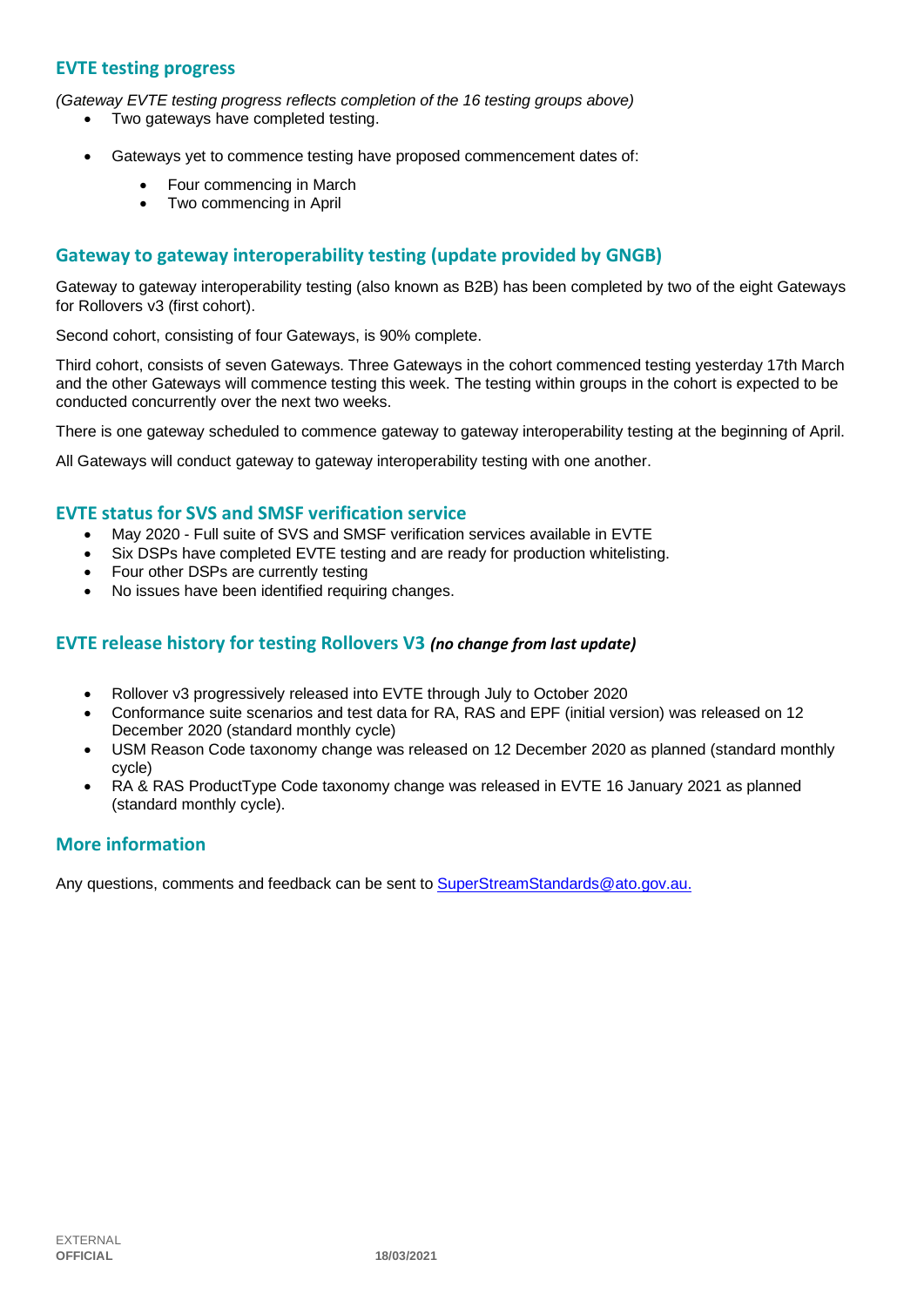## EVTE testing progress

*(Gateway EVTE testing progress reflects completion of the 16 testing groups above)*

- Two gateways have completed testing.
- Gateways yet to commence testing have proposed commencement dates of:
  - Four commencing in March
  - Two commencing in April

## Gateway to gateway interoperability testing (update provided by GNGB)

Gateway to gateway interoperability testing (also known as B2B) has been completed by two of the eight Gateways for Rollovers v3 (first cohort).

Second cohort, consisting of four Gateways, is 90% complete.

Third cohort, consists of seven Gateways. Three Gateways in the cohort commenced testing yesterday 17th March and the other Gateways will commence testing this week. The testing within groups in the cohort is expected to be conducted concurrently over the next two weeks.

There is one gateway scheduled to commence gateway to gateway interoperability testing at the beginning of April.

All Gateways will conduct gateway to gateway interoperability testing with one another.

## EVTE status for SVS and SMSF verification service

- May 2020 - Full suite of SVS and SMSF verification services available in EVTE
- Six DSPs have completed EVTE testing and are ready for production whitelisting.
- Four other DSPs are currently testing
- No issues have been identified requiring changes.

## EVTE release history for testing Rollovers V3 *(no change from last update)*

- Rollover v3 progressively released into EVTE through July to October 2020
- Conformance suite scenarios and test data for RA, RAS and EPF (initial version) was released on 12 December 2020 (standard monthly cycle)
- USM Reason Code taxonomy change was released on 12 December 2020 as planned (standard monthly cycle)
- RA & RAS ProductType Code taxonomy change was released in EVTE 16 January 2021 as planned (standard monthly cycle).

## More information

Any questions, comments and feedback can be sent to [SuperStreamStandards@ato.gov.au.](mailto:SuperStreamStandards@ato.gov.au)